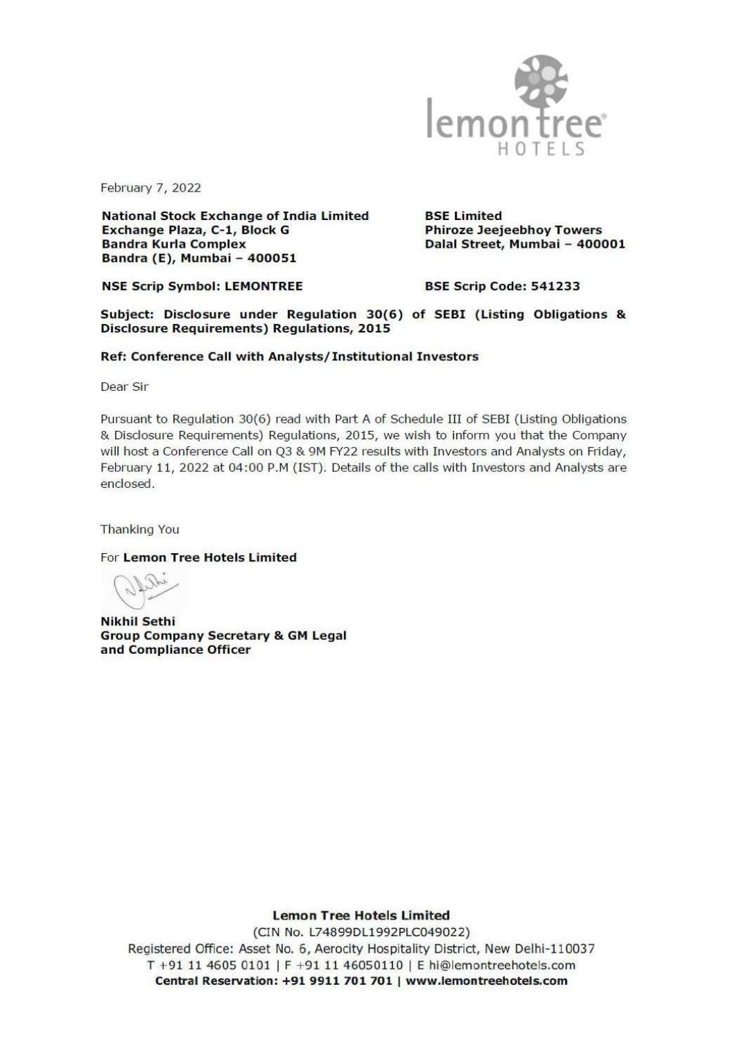February 7, 2022

**National Stock Exchange of India Limited**
**Exchange Plaza, C-1, Block G**
**Bandra Kurla Complex**
**Bandra (E), Mumbai – 400051**

**BSE Limited**
**Phiroze Jeejeebhoy Towers**
**Dalal Street, Mumbai – 400001**

**NSE Scrip Symbol: LEMONTREE**

**BSE Scrip Code: 541233**

**Subject: Disclosure under Regulation 30(6) of SEBI (Listing Obligations & Disclosure Requirements) Regulations, 2015**

**Ref: Conference Call with Analysts/Institutional Investors**

Dear Sir

Pursuant to Regulation 30(6) read with Part A of Schedule III of SEBI (Listing Obligations & Disclosure Requirements) Regulations, 2015, we wish to inform you that the Company will host a Conference Call on Q3 & 9M FY22 results with Investors and Analysts on Friday, February 11, 2022 at 04:00 P.M (IST). Details of the calls with Investors and Analysts are enclosed.

Thanking You

For **Lemon Tree Hotels Limited**

**Nikhil Sethi**
**Group Company Secretary & GM Legal and Compliance Officer**

**Lemon Tree Hotels Limited**
(CIN No. L74899DL1992PLC049022)
Registered Office: Asset No. 6, Aerocity Hospitality District, New Delhi-110037
T +91 11 4605 0101 | F +91 11 46050110 | E hi@lemontreehotels.com
**Central Reservation: +91 9911 701 701 | www.lemontreehotels.com**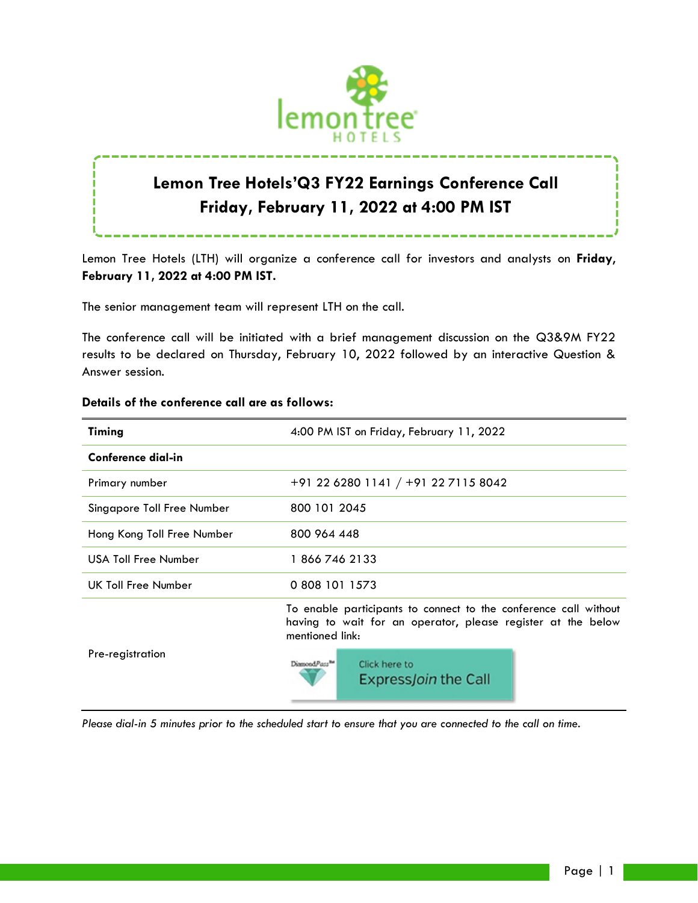# Lemon Tree Hotels'Q3 FY22 Earnings Conference Call
## Friday, February 11, 2022 at 4:00 PM IST

Lemon Tree Hotels (LTH) will organize a conference call for investors and analysts on **Friday, February 11, 2022 at 4:00 PM IST.**

The senior management team will represent LTH on the call.

The conference call will be initiated with a brief management discussion on the Q3&9M FY22 results to be declared on Thursday, February 10, 2022 followed by an interactive Question & Answer session.

**Details of the conference call are as follows:**

| **Timing** | 4:00 PM IST on Friday, February 11, 2022 |
|---|---|
| **Conference dial-in** | |
| Primary number | +91 22 6280 1141 / +91 22 7115 8042 |
| Singapore Toll Free Number | 800 101 2045 |
| Hong Kong Toll Free Number | 800 964 448 |
| USA Toll Free Number | 1 866 746 2133 |
| UK Toll Free Number | 0 808 101 1573 |
| Pre-registration | To enable participants to connect to the conference call without having to wait for an operator, please register at the below mentioned link: DiamondPass™ Click here to Express*Join* the Call |

*Please dial-in 5 minutes prior to the scheduled start to ensure that you are connected to the call on time.*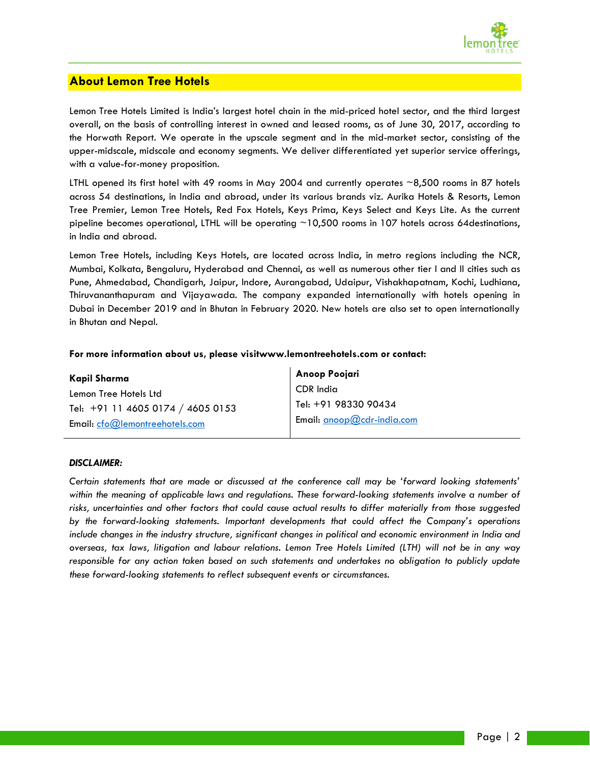## About Lemon Tree Hotels

Lemon Tree Hotels Limited is India's largest hotel chain in the mid-priced hotel sector, and the third largest overall, on the basis of controlling interest in owned and leased rooms, as of June 30, 2017, according to the Horwath Report. We operate in the upscale segment and in the mid-market sector, consisting of the upper-midscale, midscale and economy segments. We deliver differentiated yet superior service offerings, with a value-for-money proposition.

LTHL opened its first hotel with 49 rooms in May 2004 and currently operates ~8,500 rooms in 87 hotels across 54 destinations, in India and abroad, under its various brands viz. Aurika Hotels & Resorts, Lemon Tree Premier, Lemon Tree Hotels, Red Fox Hotels, Keys Prima, Keys Select and Keys Lite. As the current pipeline becomes operational, LTHL will be operating ~10,500 rooms in 107 hotels across 64destinations, in India and abroad.

Lemon Tree Hotels, including Keys Hotels, are located across India, in metro regions including the NCR, Mumbai, Kolkata, Bengaluru, Hyderabad and Chennai, as well as numerous other tier I and II cities such as Pune, Ahmedabad, Chandigarh, Jaipur, Indore, Aurangabad, Udaipur, Vishakhapatnam, Kochi, Ludhiana, Thiruvananthapuram and Vijayawada. The company expanded internationally with hotels opening in Dubai in December 2019 and in Bhutan in February 2020. New hotels are also set to open internationally in Bhutan and Nepal.

**For more information about us, please visitwww.lemontreehotels.com or contact:**

| | |
|---|---|
| **Kapil Sharma** | **Anoop Poojari** |
| Lemon Tree Hotels Ltd | CDR India |
| Tel: +91 11 4605 0174 / 4605 0153 | Tel: +91 98330 90434 |
| Email: cfo@lemontreehotels.com | Email: anoop@cdr-india.com |

***DISCLAIMER:***

*Certain statements that are made or discussed at the conference call may be 'forward looking statements' within the meaning of applicable laws and regulations. These forward-looking statements involve a number of risks, uncertainties and other factors that could cause actual results to differ materially from those suggested by the forward-looking statements. Important developments that could affect the Company's operations include changes in the industry structure, significant changes in political and economic environment in India and overseas, tax laws, litigation and labour relations. Lemon Tree Hotels Limited (LTH) will not be in any way responsible for any action taken based on such statements and undertakes no obligation to publicly update these forward-looking statements to reflect subsequent events or circumstances.*